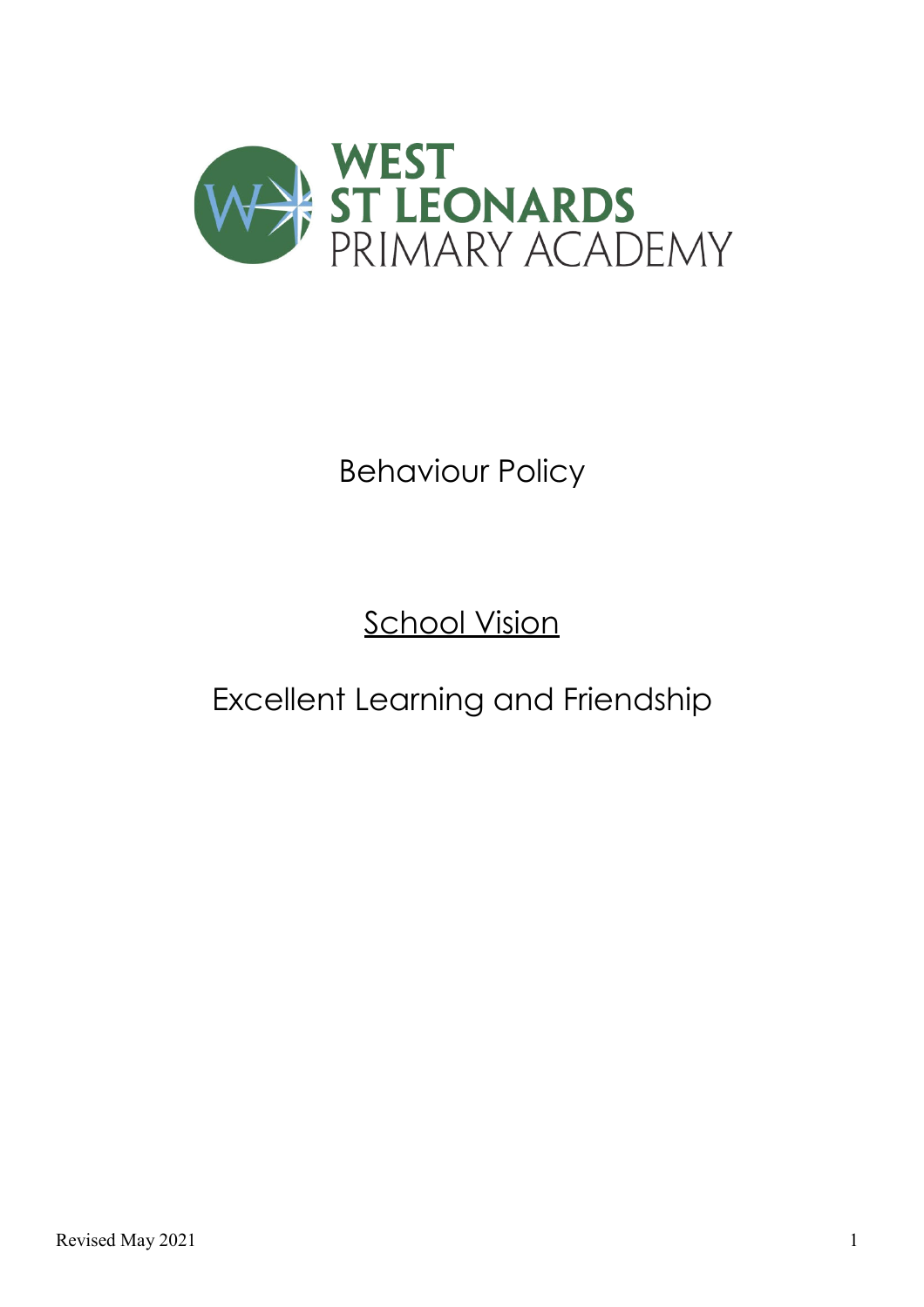WEST ST LEONARDS PRIMARY ACADEMY

# Behaviour Policy

## <u>School Vision</u>

Excellent Learning and Friendship

Revised May 2021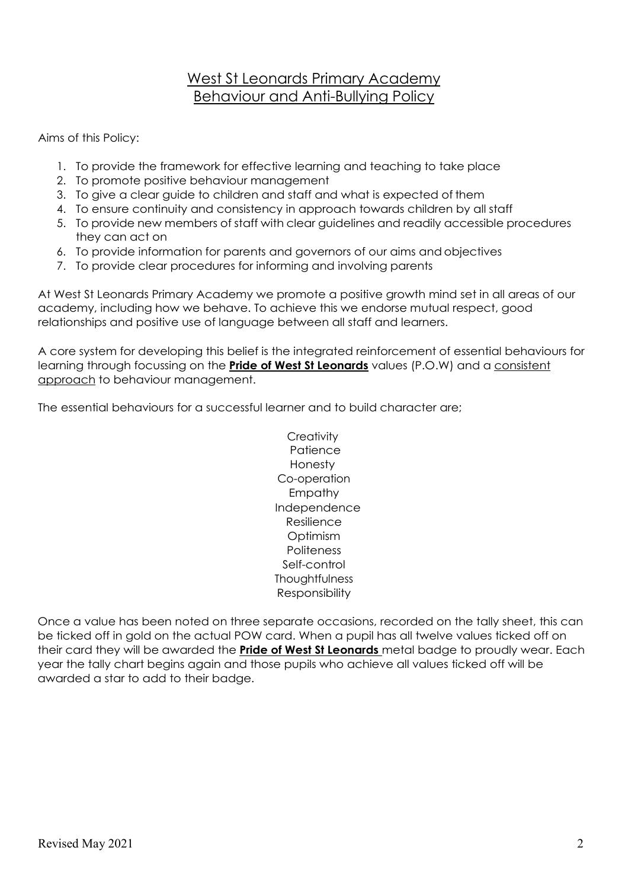# West St Leonards Primary Academy
# Behaviour and Anti-Bullying Policy

Aims of this Policy:

1. To provide the framework for effective learning and teaching to take place
2. To promote positive behaviour management
3. To give a clear guide to children and staff and what is expected of them
4. To ensure continuity and consistency in approach towards children by all staff
5. To provide new members of staff with clear guidelines and readily accessible procedures they can act on
6. To provide information for parents and governors of our aims and objectives
7. To provide clear procedures for informing and involving parents

At West St Leonards Primary Academy we promote a positive growth mind set in all areas of our academy, including how we behave. To achieve this we endorse mutual respect, good relationships and positive use of language between all staff and learners.

A core system for developing this belief is the integrated reinforcement of essential behaviours for learning through focussing on the **Pride of West St Leonards** values (P.O.W) and a consistent approach to behaviour management.

The essential behaviours for a successful learner and to build character are;

Creativity
Patience
Honesty
Co-operation
Empathy
Independence
Resilience
Optimism
Politeness
Self-control
Thoughtfulness
Responsibility

Once a value has been noted on three separate occasions, recorded on the tally sheet, this can be ticked off in gold on the actual POW card. When a pupil has all twelve values ticked off on their card they will be awarded the **Pride of West St Leonards** metal badge to proudly wear. Each year the tally chart begins again and those pupils who achieve all values ticked off will be awarded a star to add to their badge.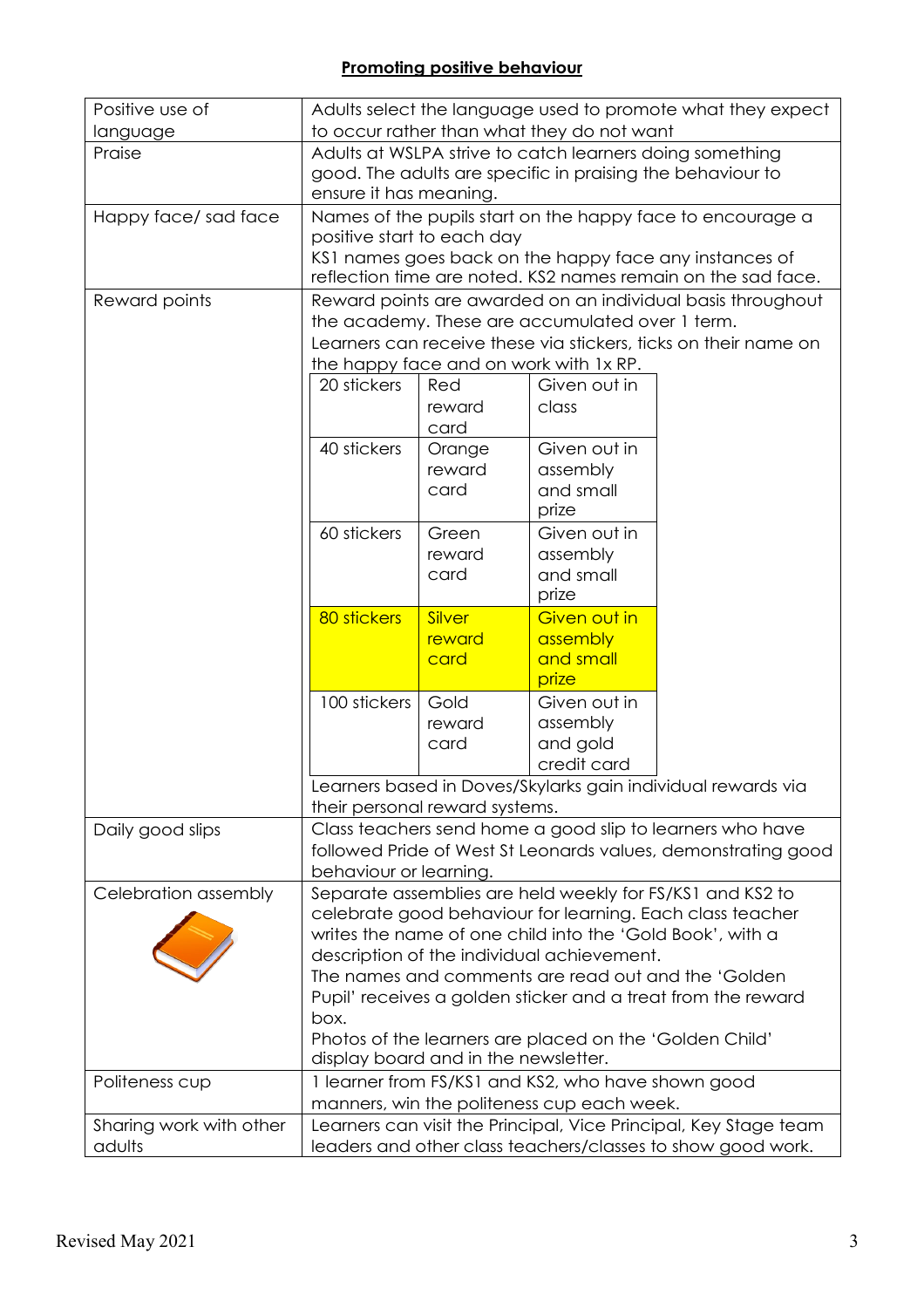## Promoting positive behaviour

| | |
|---|---|
| Positive use of language | Adults select the language used to promote what they expect to occur rather than what they do not want |
| Praise | Adults at WSLPA strive to catch learners doing something good. The adults are specific in praising the behaviour to ensure it has meaning. |
| Happy face/ sad face | Names of the pupils start on the happy face to encourage a positive start to each day<br>KS1 names goes back on the happy face any instances of reflection time are noted. KS2 names remain on the sad face. |
| Reward points | Reward points are awarded on an individual basis throughout the academy. These are accumulated over 1 term.<br>Learners can receive these via stickers, ticks on their name on the happy face and on work with 1x RP.<br>20 stickers – Red reward card – Given out in class<br>40 stickers – Orange reward card – Given out in assembly and small prize<br>60 stickers – Green reward card – Given out in assembly and small prize<br>80 stickers – Silver reward card – Given out in assembly and small prize<br>100 stickers – Gold reward card – Given out in assembly and gold credit card<br>Learners based in Doves/Skylarks gain individual rewards via their personal reward systems. |
| Daily good slips | Class teachers send home a good slip to learners who have followed Pride of West St Leonards values, demonstrating good behaviour or learning. |
| Celebration assembly | Separate assemblies are held weekly for FS/KS1 and KS2 to celebrate good behaviour for learning. Each class teacher writes the name of one child into the 'Gold Book', with a description of the individual achievement.<br>The names and comments are read out and the 'Golden Pupil' receives a golden sticker and a treat from the reward box.<br>Photos of the learners are placed on the 'Golden Child' display board and in the newsletter. |
| Politeness cup | 1 learner from FS/KS1 and KS2, who have shown good manners, win the politeness cup each week. |
| Sharing work with other adults | Learners can visit the Principal, Vice Principal, Key Stage team leaders and other class teachers/classes to show good work. |

| Stickers | Reward card | Given out |
|---|---|---|
| 20 stickers | Red reward card | Given out in class |
| 40 stickers | Orange reward card | Given out in assembly and small prize |
| 60 stickers | Green reward card | Given out in assembly and small prize |
| 80 stickers | Silver reward card | Given out in assembly and small prize |
| 100 stickers | Gold reward card | Given out in assembly and gold credit card |

Revised May 2021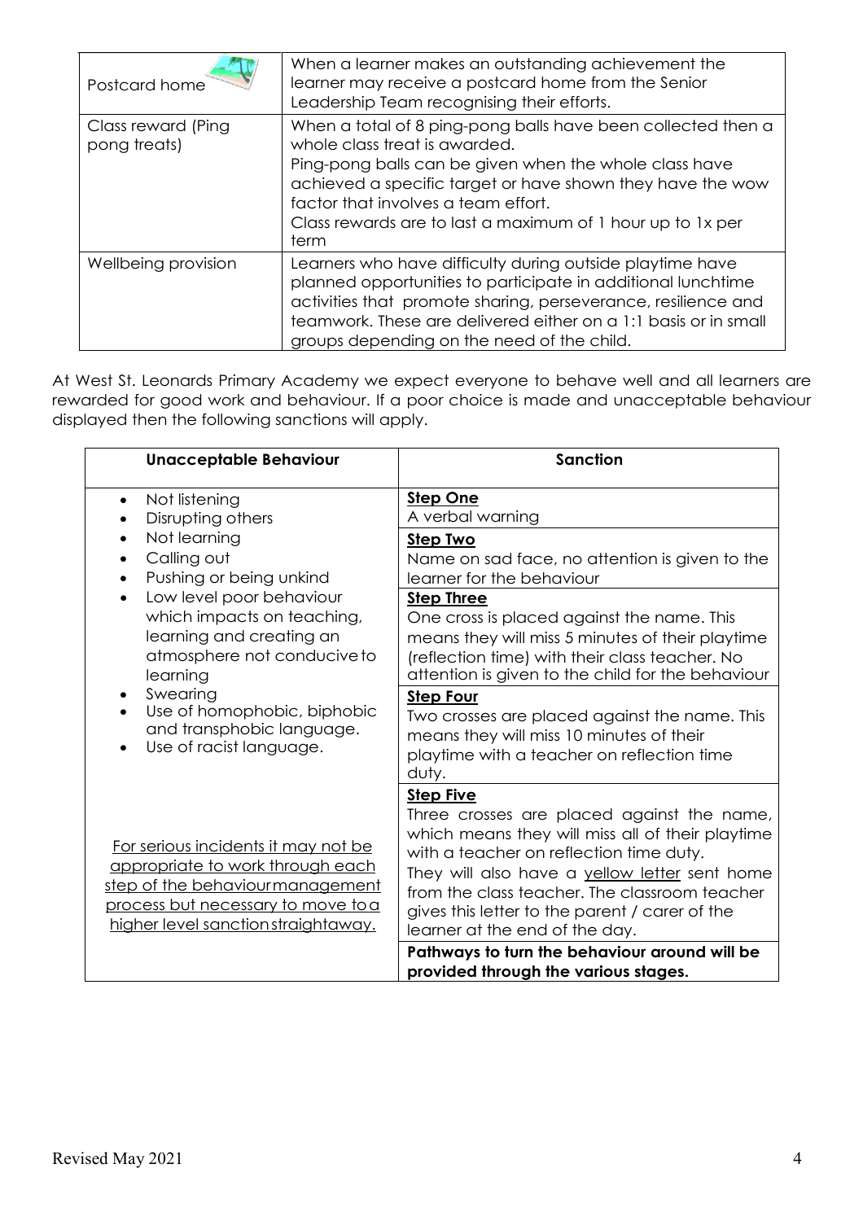| | |
|---|---|
| Postcard home | When a learner makes an outstanding achievement the learner may receive a postcard home from the Senior Leadership Team recognising their efforts. |
| Class reward (Ping pong treats) | When a total of 8 ping-pong balls have been collected then a whole class treat is awarded.<br>Ping-pong balls can be given when the whole class have achieved a specific target or have shown they have the wow factor that involves a team effort.<br>Class rewards are to last a maximum of 1 hour up to 1x per term |
| Wellbeing provision | Learners who have difficulty during outside playtime have planned opportunities to participate in additional lunchtime activities that promote sharing, perseverance, resilience and teamwork. These are delivered either on a 1:1 basis or in small groups depending on the need of the child. |

At West St. Leonards Primary Academy we expect everyone to behave well and all learners are rewarded for good work and behaviour. If a poor choice is made and unacceptable behaviour displayed then the following sanctions will apply.

| Unacceptable Behaviour | Sanction |
|---|---|
| • Not listening<br>• Disrupting others<br>• Not learning<br>• Calling out<br>• Pushing or being unkind<br>• Low level poor behaviour which impacts on teaching, learning and creating an atmosphere not conducive to learning<br>• Swearing<br>• Use of homophobic, biphobic and transphobic language.<br>• Use of racist language.<br><br><u>For serious incidents it may not be appropriate to work through each step of the behaviour management process but necessary to move to a higher level sanction straightaway.</u> | <u>**Step One**</u><br>A verbal warning<br><br><u>**Step Two**</u><br>Name on sad face, no attention is given to the learner for the behaviour<br><br><u>**Step Three**</u><br>One cross is placed against the name. This means they will miss 5 minutes of their playtime (reflection time) with their class teacher. No attention is given to the child for the behaviour<br><br><u>**Step Four**</u><br>Two crosses are placed against the name. This means they will miss 10 minutes of their playtime with a teacher on reflection time duty.<br><br><u>**Step Five**</u><br>Three crosses are placed against the name, which means they will miss all of their playtime with a teacher on reflection time duty.<br>They will also have a <u>yellow letter</u> sent home from the class teacher. The classroom teacher gives this letter to the parent / carer of the learner at the end of the day.<br><br>**Pathways to turn the behaviour around will be provided through the various stages.** |

Revised May 2021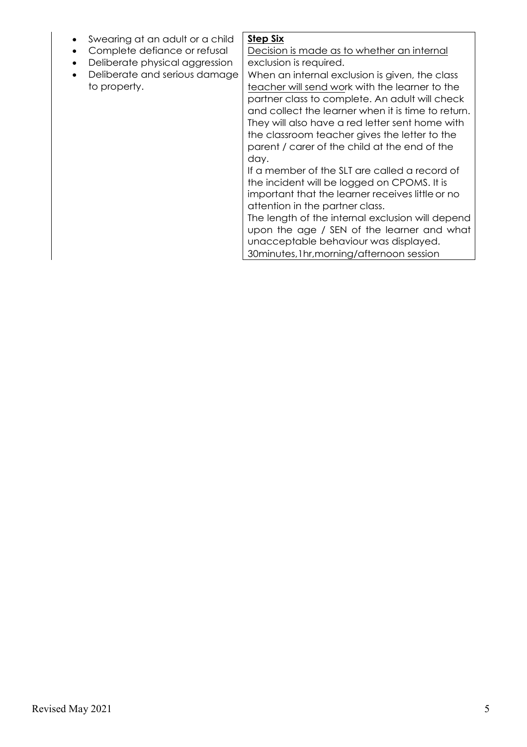| | |
|---|---|
| <ul><li>Swearing at an adult or a child</li><li>Complete defiance or refusal</li><li>Deliberate physical aggression</li><li>Deliberate and serious damage to property.</li></ul> | **<u>Step Six</u>**<br><u>Decision is made as to whether an internal</u> exclusion is required.<br>When an internal exclusion is given, the class <u>teacher will send wor</u>k with the learner to the partner class to complete. An adult will check and collect the learner when it is time to return. They will also have a red letter sent home with the classroom teacher gives the letter to the parent / carer of the child at the end of the day.<br>If a member of the SLT are called a record of the incident will be logged on CPOMS. It is important that the learner receives little or no attention in the partner class.<br>The length of the internal exclusion will depend upon the age / SEN of the learner and what unacceptable behaviour was displayed.<br>30minutes,1hr,morning/afternoon session |

Revised May 2021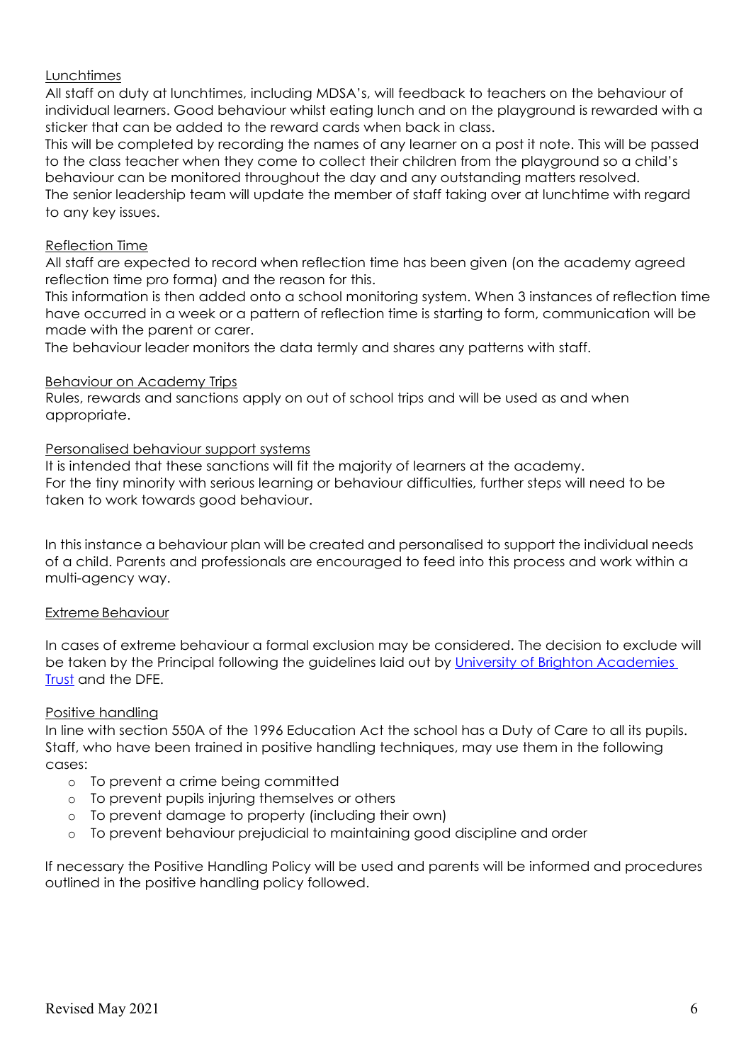## Lunchtimes

All staff on duty at lunchtimes, including MDSA's, will feedback to teachers on the behaviour of individual learners. Good behaviour whilst eating lunch and on the playground is rewarded with a sticker that can be added to the reward cards when back in class.

This will be completed by recording the names of any learner on a post it note. This will be passed to the class teacher when they come to collect their children from the playground so a child's behaviour can be monitored throughout the day and any outstanding matters resolved.

The senior leadership team will update the member of staff taking over at lunchtime with regard to any key issues.

## Reflection Time

All staff are expected to record when reflection time has been given (on the academy agreed reflection time pro forma) and the reason for this.

This information is then added onto a school monitoring system. When 3 instances of reflection time have occurred in a week or a pattern of reflection time is starting to form, communication will be made with the parent or carer.

The behaviour leader monitors the data termly and shares any patterns with staff.

## Behaviour on Academy Trips

Rules, rewards and sanctions apply on out of school trips and will be used as and when appropriate.

## Personalised behaviour support systems

It is intended that these sanctions will fit the majority of learners at the academy.

For the tiny minority with serious learning or behaviour difficulties, further steps will need to be taken to work towards good behaviour.

In this instance a behaviour plan will be created and personalised to support the individual needs of a child. Parents and professionals are encouraged to feed into this process and work within a multi-agency way.

## Extreme Behaviour

In cases of extreme behaviour a formal exclusion may be considered. The decision to exclude will be taken by the Principal following the guidelines laid out by University of Brighton Academies Trust and the DFE.

## Positive handling

In line with section 550A of the 1996 Education Act the school has a Duty of Care to all its pupils. Staff, who have been trained in positive handling techniques, may use them in the following cases:

- To prevent a crime being committed
- To prevent pupils injuring themselves or others
- To prevent damage to property (including their own)
- To prevent behaviour prejudicial to maintaining good discipline and order

If necessary the Positive Handling Policy will be used and parents will be informed and procedures outlined in the positive handling policy followed.

Revised May 2021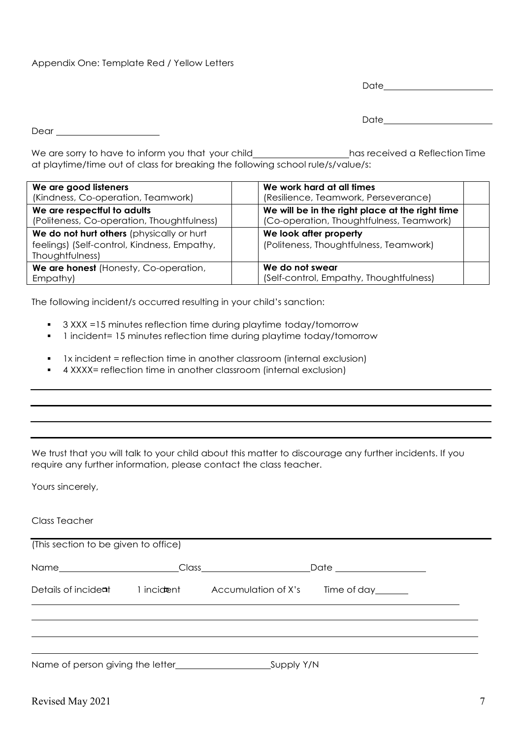Appendix One: Template Red / Yellow Letters

Date\_\_\_\_\_\_\_\_\_\_\_\_\_\_\_\_\_\_\_\_

Date\_\_\_\_\_\_\_\_\_\_\_\_\_\_\_\_\_\_\_\_

Dear \_\_\_\_\_\_\_\_\_\_\_\_\_\_\_\_\_\_\_\_

We are sorry to have to inform you that your child\_\_\_\_\_\_\_\_\_\_\_\_\_\_\_\_\_\_\_\_has received a Reflection Time at playtime/time out of class for breaking the following school rule/s/value/s:

| | | | |
|---|---|---|---|
| **We are good listeners** (Kindness, Co-operation, Teamwork) | | **We work hard at all times** (Resilience, Teamwork, Perseverance) | |
| **We are respectful to adults** (Politeness, Co-operation, Thoughtfulness) | | **We will be in the right place at the right time** (Co-operation, Thoughtfulness, Teamwork) | |
| **We do not hurt others** (physically or hurt feelings) (Self-control, Kindness, Empathy, Thoughtfulness) | | **We look after property** (Politeness, Thoughtfulness, Teamwork) | |
| **We are honest** (Honesty, Co-operation, Empathy) | | **We do not swear** (Self-control, Empathy, Thoughtfulness) | |

The following incident/s occurred resulting in your child's sanction:

- 3 XXX =15 minutes reflection time during playtime today/tomorrow
- 1 incident= 15 minutes reflection time during playtime today/tomorrow
- 1x incident = reflection time in another classroom (internal exclusion)
- 4 XXXX= reflection time in another classroom (internal exclusion)

We trust that you will talk to your child about this matter to discourage any further incidents. If you require any further information, please contact the class teacher.

Yours sincerely,

Class Teacher

(This section to be given to office)

Name\_\_\_\_\_\_\_\_\_\_\_\_\_\_\_\_\_\_\_\_ Class\_\_\_\_\_\_\_\_\_\_\_\_\_\_\_\_\_\_\_\_ Date \_\_\_\_\_\_\_\_\_\_\_\_\_\_\_\_\_\_\_\_

Details of incident ☐ 1 incident ☐ Accumulation of X's ☐ Time of day\_\_\_\_\_\_\_

Name of person giving the letter\_\_\_\_\_\_\_\_\_\_\_\_\_\_\_\_\_\_\_\_ Supply Y/N

Revised May 2021